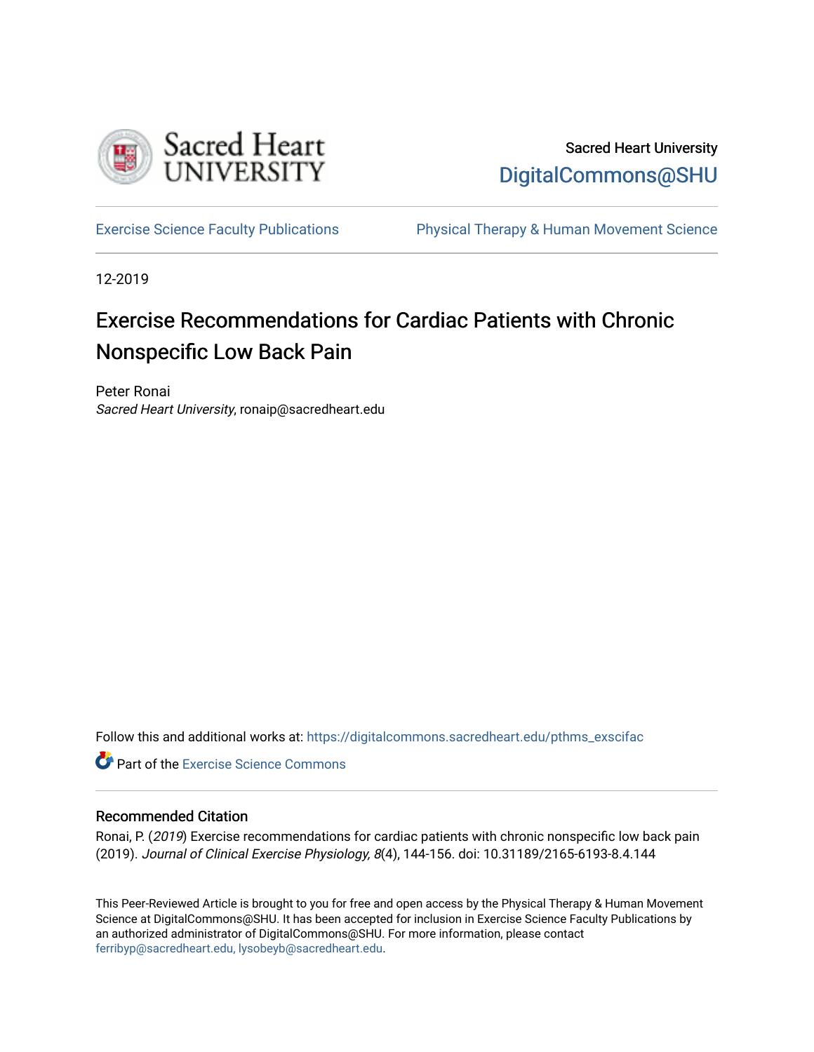Sacred Heart University

DigitalCommons@SHU

Exercise Science Faculty Publications

Physical Therapy & Human Movement Science

12-2019

# Exercise Recommendations for Cardiac Patients with Chronic Nonspecific Low Back Pain

Peter Ronai
*Sacred Heart University*, ronaip@sacredheart.edu

Follow this and additional works at: https://digitalcommons.sacredheart.edu/pthms_exscifac

Part of the Exercise Science Commons

## Recommended Citation

Ronai, P. (*2019*) Exercise recommendations for cardiac patients with chronic nonspecific low back pain (2019). *Journal of Clinical Exercise Physiology, 8*(4), 144-156. doi: 10.31189/2165-6193-8.4.144

This Peer-Reviewed Article is brought to you for free and open access by the Physical Therapy & Human Movement Science at DigitalCommons@SHU. It has been accepted for inclusion in Exercise Science Faculty Publications by an authorized administrator of DigitalCommons@SHU. For more information, please contact ferribyp@sacredheart.edu, lysobeyb@sacredheart.edu.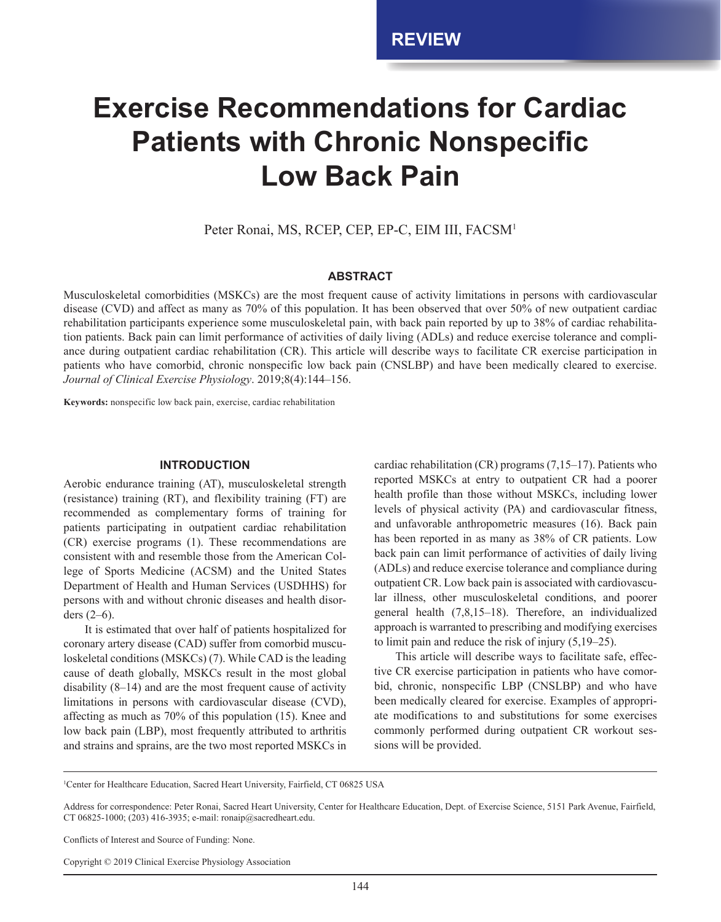REVIEW

# Exercise Recommendations for Cardiac Patients with Chronic Nonspecific Low Back Pain

Peter Ronai, MS, RCEP, CEP, EP-C, EIM III, FACSM[1]

## ABSTRACT

Musculoskeletal comorbidities (MSKCs) are the most frequent cause of activity limitations in persons with cardiovascular disease (CVD) and affect as many as 70% of this population. It has been observed that over 50% of new outpatient cardiac rehabilitation participants experience some musculoskeletal pain, with back pain reported by up to 38% of cardiac rehabilitation patients. Back pain can limit performance of activities of daily living (ADLs) and reduce exercise tolerance and compliance during outpatient cardiac rehabilitation (CR). This article will describe ways to facilitate CR exercise participation in patients who have comorbid, chronic nonspecific low back pain (CNSLBP) and have been medically cleared to exercise. *Journal of Clinical Exercise Physiology*. 2019;8(4):144–156.

**Keywords:** nonspecific low back pain, exercise, cardiac rehabilitation

## INTRODUCTION

Aerobic endurance training (AT), musculoskeletal strength (resistance) training (RT), and flexibility training (FT) are recommended as complementary forms of training for patients participating in outpatient cardiac rehabilitation (CR) exercise programs (1). These recommendations are consistent with and resemble those from the American College of Sports Medicine (ACSM) and the United States Department of Health and Human Services (USDHHS) for persons with and without chronic diseases and health disorders (2–6).

It is estimated that over half of patients hospitalized for coronary artery disease (CAD) suffer from comorbid musculoskeletal conditions (MSKCs) (7). While CAD is the leading cause of death globally, MSKCs result in the most global disability (8–14) and are the most frequent cause of activity limitations in persons with cardiovascular disease (CVD), affecting as much as 70% of this population (15). Knee and low back pain (LBP), most frequently attributed to arthritis and strains and sprains, are the two most reported MSKCs in cardiac rehabilitation (CR) programs (7,15–17). Patients who reported MSKCs at entry to outpatient CR had a poorer health profile than those without MSKCs, including lower levels of physical activity (PA) and cardiovascular fitness, and unfavorable anthropometric measures (16). Back pain has been reported in as many as 38% of CR patients. Low back pain can limit performance of activities of daily living (ADLs) and reduce exercise tolerance and compliance during outpatient CR. Low back pain is associated with cardiovascular illness, other musculoskeletal conditions, and poorer general health (7,8,15–18). Therefore, an individualized approach is warranted to prescribing and modifying exercises to limit pain and reduce the risk of injury (5,19–25).

This article will describe ways to facilitate safe, effective CR exercise participation in patients who have comorbid, chronic, nonspecific LBP (CNSLBP) and who have been medically cleared for exercise. Examples of appropriate modifications to and substitutions for some exercises commonly performed during outpatient CR workout sessions will be provided.

---

[1]Center for Healthcare Education, Sacred Heart University, Fairfield, CT 06825 USA

Address for correspondence: Peter Ronai, Sacred Heart University, Center for Healthcare Education, Dept. of Exercise Science, 5151 Park Avenue, Fairfield, CT 06825-1000; (203) 416-3935; e-mail: ronaip@sacredheart.edu.

Conflicts of Interest and Source of Funding: None.

Copyright © 2019 Clinical Exercise Physiology Association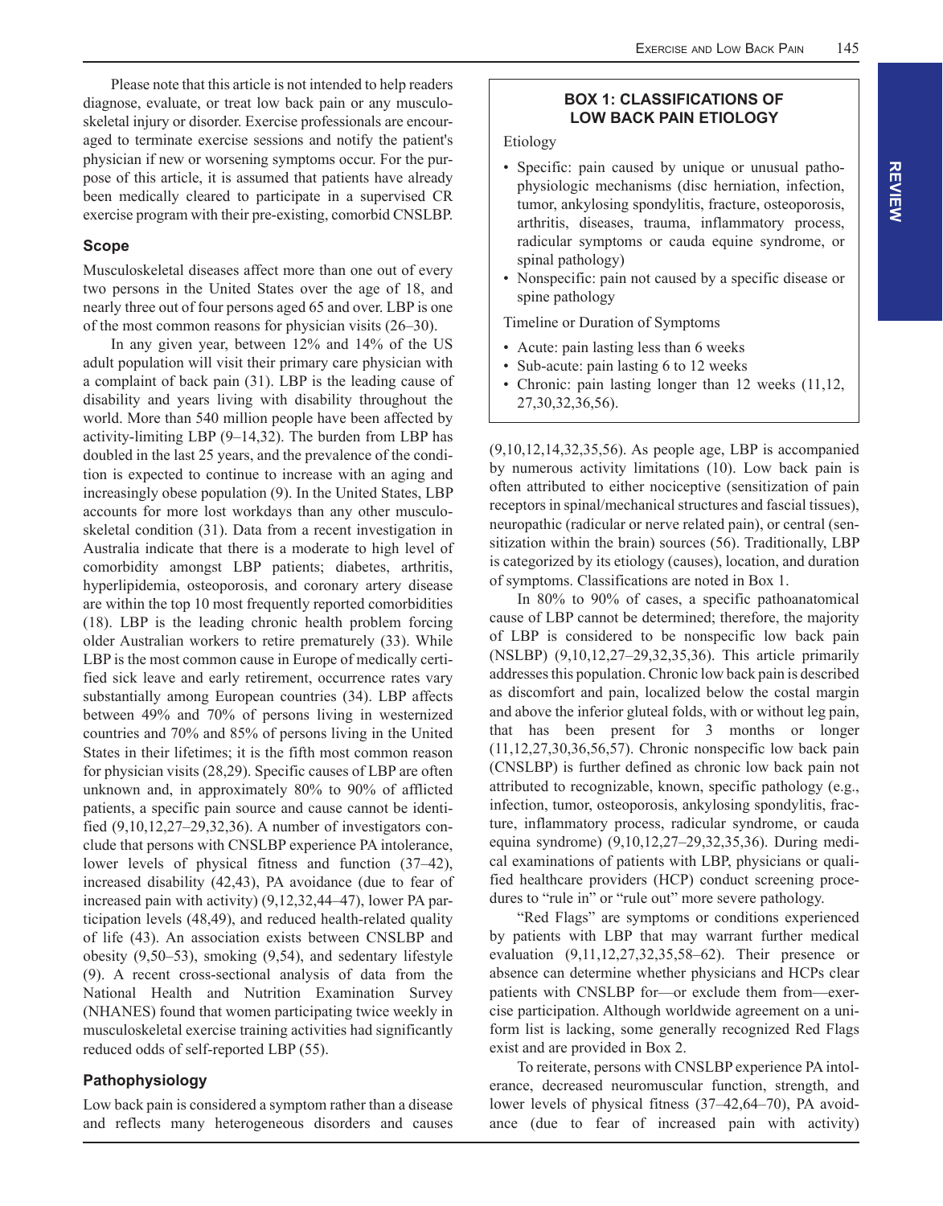Please note that this article is not intended to help readers diagnose, evaluate, or treat low back pain or any musculoskeletal injury or disorder. Exercise professionals are encouraged to terminate exercise sessions and notify the patient's physician if new or worsening symptoms occur. For the purpose of this article, it is assumed that patients have already been medically cleared to participate in a supervised CR exercise program with their pre-existing, comorbid CNSLBP.

### Scope

Musculoskeletal diseases affect more than one out of every two persons in the United States over the age of 18, and nearly three out of four persons aged 65 and over. LBP is one of the most common reasons for physician visits (26–30).

In any given year, between 12% and 14% of the US adult population will visit their primary care physician with a complaint of back pain (31). LBP is the leading cause of disability and years living with disability throughout the world. More than 540 million people have been affected by activity-limiting LBP (9–14,32). The burden from LBP has doubled in the last 25 years, and the prevalence of the condition is expected to continue to increase with an aging and increasingly obese population (9). In the United States, LBP accounts for more lost workdays than any other musculoskeletal condition (31). Data from a recent investigation in Australia indicate that there is a moderate to high level of comorbidity amongst LBP patients; diabetes, arthritis, hyperlipidemia, osteoporosis, and coronary artery disease are within the top 10 most frequently reported comorbidities (18). LBP is the leading chronic health problem forcing older Australian workers to retire prematurely (33). While LBP is the most common cause in Europe of medically certified sick leave and early retirement, occurrence rates vary substantially among European countries (34). LBP affects between 49% and 70% of persons living in westernized countries and 70% and 85% of persons living in the United States in their lifetimes; it is the fifth most common reason for physician visits (28,29). Specific causes of LBP are often unknown and, in approximately 80% to 90% of afflicted patients, a specific pain source and cause cannot be identified (9,10,12,27–29,32,36). A number of investigators conclude that persons with CNSLBP experience PA intolerance, lower levels of physical fitness and function (37–42), increased disability (42,43), PA avoidance (due to fear of increased pain with activity) (9,12,32,44–47), lower PA participation levels (48,49), and reduced health-related quality of life (43). An association exists between CNSLBP and obesity (9,50–53), smoking (9,54), and sedentary lifestyle (9). A recent cross-sectional analysis of data from the National Health and Nutrition Examination Survey (NHANES) found that women participating twice weekly in musculoskeletal exercise training activities had significantly reduced odds of self-reported LBP (55).

### Pathophysiology

Low back pain is considered a symptom rather than a disease and reflects many heterogeneous disorders and causes (9,10,12,14,32,35,56). As people age, LBP is accompanied by numerous activity limitations (10). Low back pain is often attributed to either nociceptive (sensitization of pain receptors in spinal/mechanical structures and fascial tissues), neuropathic (radicular or nerve related pain), or central (sensitization within the brain) sources (56). Traditionally, LBP is categorized by its etiology (causes), location, and duration of symptoms. Classifications are noted in Box 1.

> **BOX 1: CLASSIFICATIONS OF LOW BACK PAIN ETIOLOGY**
>
> Etiology
>
> - Specific: pain caused by unique or unusual pathophysiologic mechanisms (disc herniation, infection, tumor, ankylosing spondylitis, fracture, osteoporosis, arthritis, diseases, trauma, inflammatory process, radicular symptoms or cauda equine syndrome, or spinal pathology)
> - Nonspecific: pain not caused by a specific disease or spine pathology
>
> Timeline or Duration of Symptoms
>
> - Acute: pain lasting less than 6 weeks
> - Sub-acute: pain lasting 6 to 12 weeks
> - Chronic: pain lasting longer than 12 weeks (11,12,27,30,32,36,56).

In 80% to 90% of cases, a specific pathoanatomical cause of LBP cannot be determined; therefore, the majority of LBP is considered to be nonspecific low back pain (NSLBP) (9,10,12,27–29,32,35,36). This article primarily addresses this population. Chronic low back pain is described as discomfort and pain, localized below the costal margin and above the inferior gluteal folds, with or without leg pain, that has been present for 3 months or longer (11,12,27,30,36,56,57). Chronic nonspecific low back pain (CNSLBP) is further defined as chronic low back pain not attributed to recognizable, known, specific pathology (e.g., infection, tumor, osteoporosis, ankylosing spondylitis, fracture, inflammatory process, radicular syndrome, or cauda equina syndrome) (9,10,12,27–29,32,35,36). During medical examinations of patients with LBP, physicians or qualified healthcare providers (HCP) conduct screening procedures to "rule in" or "rule out" more severe pathology.

"Red Flags" are symptoms or conditions experienced by patients with LBP that may warrant further medical evaluation (9,11,12,27,32,35,58–62). Their presence or absence can determine whether physicians and HCPs clear patients with CNSLBP for—or exclude them from—exercise participation. Although worldwide agreement on a uniform list is lacking, some generally recognized Red Flags exist and are provided in Box 2.

To reiterate, persons with CNSLBP experience PA intolerance, decreased neuromuscular function, strength, and lower levels of physical fitness (37–42,64–70), PA avoidance (due to fear of increased pain with activity)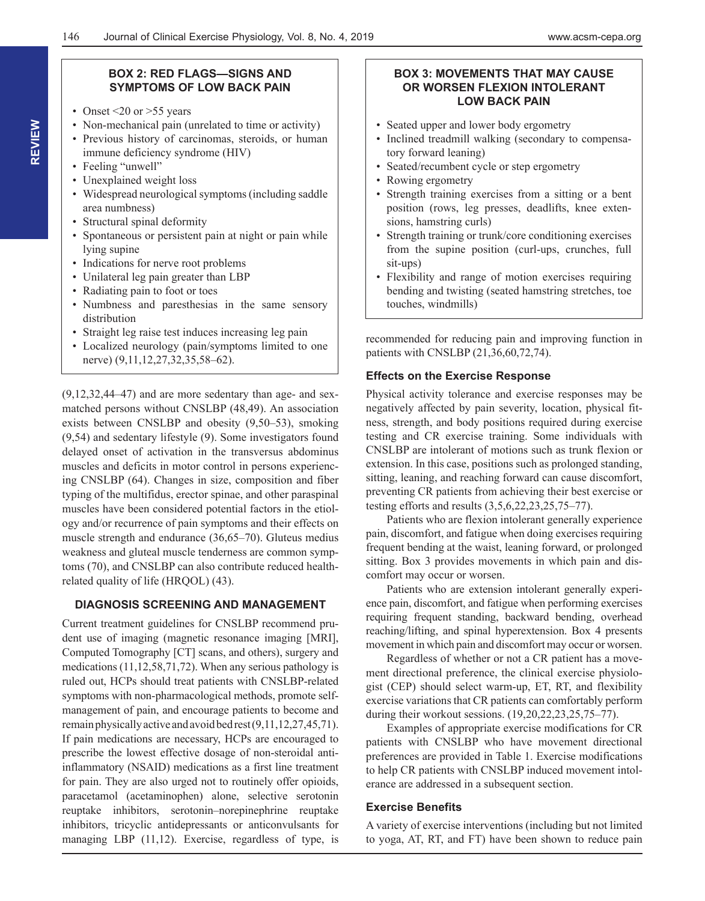**BOX 2: RED FLAGS—SIGNS AND SYMPTOMS OF LOW BACK PAIN**

- Onset <20 or >55 years
- Non-mechanical pain (unrelated to time or activity)
- Previous history of carcinomas, steroids, or human immune deficiency syndrome (HIV)
- Feeling "unwell"
- Unexplained weight loss
- Widespread neurological symptoms (including saddle area numbness)
- Structural spinal deformity
- Spontaneous or persistent pain at night or pain while lying supine
- Indications for nerve root problems
- Unilateral leg pain greater than LBP
- Radiating pain to foot or toes
- Numbness and paresthesias in the same sensory distribution
- Straight leg raise test induces increasing leg pain
- Localized neurology (pain/symptoms limited to one nerve) (9,11,12,27,32,35,58–62).

(9,12,32,44–47) and are more sedentary than age- and sex-matched persons without CNSLBP (48,49). An association exists between CNSLBP and obesity (9,50–53), smoking (9,54) and sedentary lifestyle (9). Some investigators found delayed onset of activation in the transversus abdominus muscles and deficits in motor control in persons experiencing CNSLBP (64). Changes in size, composition and fiber typing of the multifidus, erector spinae, and other paraspinal muscles have been considered potential factors in the etiology and/or recurrence of pain symptoms and their effects on muscle strength and endurance (36,65–70). Gluteus medius weakness and gluteal muscle tenderness are common symptoms (70), and CNSLBP can also contribute reduced health-related quality of life (HRQOL) (43).

## DIAGNOSIS SCREENING AND MANAGEMENT

Current treatment guidelines for CNSLBP recommend prudent use of imaging (magnetic resonance imaging [MRI], Computed Tomography [CT] scans, and others), surgery and medications (11,12,58,71,72). When any serious pathology is ruled out, HCPs should treat patients with CNSLBP-related symptoms with non-pharmacological methods, promote self-management of pain, and encourage patients to become and remain physically active and avoid bed rest (9,11,12,27,45,71). If pain medications are necessary, HCPs are encouraged to prescribe the lowest effective dosage of non-steroidal anti-inflammatory (NSAID) medications as a first line treatment for pain. They are also urged not to routinely offer opioids, paracetamol (acetaminophen) alone, selective serotonin reuptake inhibitors, serotonin–norepinephrine reuptake inhibitors, tricyclic antidepressants or anticonvulsants for managing LBP (11,12). Exercise, regardless of type, is recommended for reducing pain and improving function in patients with CNSLBP (21,36,60,72,74).

**BOX 3: MOVEMENTS THAT MAY CAUSE OR WORSEN FLEXION INTOLERANT LOW BACK PAIN**

- Seated upper and lower body ergometry
- Inclined treadmill walking (secondary to compensatory forward leaning)
- Seated/recumbent cycle or step ergometry
- Rowing ergometry
- Strength training exercises from a sitting or a bent position (rows, leg presses, deadlifts, knee extensions, hamstring curls)
- Strength training or trunk/core conditioning exercises from the supine position (curl-ups, crunches, full sit-ups)
- Flexibility and range of motion exercises requiring bending and twisting (seated hamstring stretches, toe touches, windmills)

### Effects on the Exercise Response

Physical activity tolerance and exercise responses may be negatively affected by pain severity, location, physical fitness, strength, and body positions required during exercise testing and CR exercise training. Some individuals with CNSLBP are intolerant of motions such as trunk flexion or extension. In this case, positions such as prolonged standing, sitting, leaning, and reaching forward can cause discomfort, preventing CR patients from achieving their best exercise or testing efforts and results (3,5,6,22,23,25,75–77).

Patients who are flexion intolerant generally experience pain, discomfort, and fatigue when doing exercises requiring frequent bending at the waist, leaning forward, or prolonged sitting. Box 3 provides movements in which pain and discomfort may occur or worsen.

Patients who are extension intolerant generally experience pain, discomfort, and fatigue when performing exercises requiring frequent standing, backward bending, overhead reaching/lifting, and spinal hyperextension. Box 4 presents movement in which pain and discomfort may occur or worsen.

Regardless of whether or not a CR patient has a movement directional preference, the clinical exercise physiologist (CEP) should select warm-up, ET, RT, and flexibility exercise variations that CR patients can comfortably perform during their workout sessions. (19,20,22,23,25,75–77).

Examples of appropriate exercise modifications for CR patients with CNSLBP who have movement directional preferences are provided in Table 1. Exercise modifications to help CR patients with CNSLBP induced movement intolerance are addressed in a subsequent section.

### Exercise Benefits

A variety of exercise interventions (including but not limited to yoga, AT, RT, and FT) have been shown to reduce pain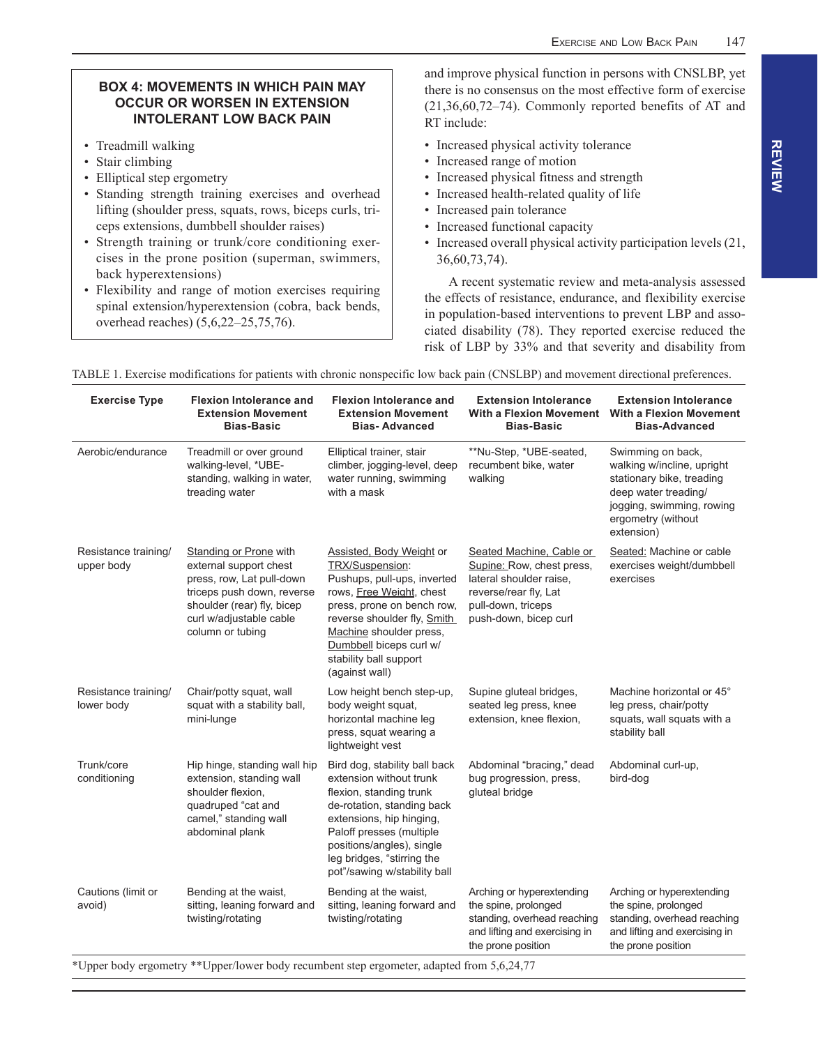### BOX 4: MOVEMENTS IN WHICH PAIN MAY OCCUR OR WORSEN IN EXTENSION INTOLERANT LOW BACK PAIN

- Treadmill walking
- Stair climbing
- Elliptical step ergometry
- Standing strength training exercises and overhead lifting (shoulder press, squats, rows, biceps curls, triceps extensions, dumbbell shoulder raises)
- Strength training or trunk/core conditioning exercises in the prone position (superman, swimmers, back hyperextensions)
- Flexibility and range of motion exercises requiring spinal extension/hyperextension (cobra, back bends, overhead reaches) (5,6,22–25,75,76).

and improve physical function in persons with CNSLBP, yet there is no consensus on the most effective form of exercise (21,36,60,72–74). Commonly reported benefits of AT and RT include:

- Increased physical activity tolerance
- Increased range of motion
- Increased physical fitness and strength
- Increased health-related quality of life
- Increased pain tolerance
- Increased functional capacity
- Increased overall physical activity participation levels (21, 36,60,73,74).

A recent systematic review and meta-analysis assessed the effects of resistance, endurance, and flexibility exercise in population-based interventions to prevent LBP and associated disability (78). They reported exercise reduced the risk of LBP by 33% and that severity and disability from

TABLE 1. Exercise modifications for patients with chronic nonspecific low back pain (CNSLBP) and movement directional preferences.

| Exercise Type | Flexion Intolerance and Extension Movement Bias-Basic | Flexion Intolerance and Extension Movement Bias- Advanced | Extension Intolerance With a Flexion Movement Bias-Basic | Extension Intolerance With a Flexion Movement Bias-Advanced |
|---|---|---|---|---|
| Aerobic/endurance | Treadmill or over ground walking-level, *UBE-standing, walking in water, treading water | Elliptical trainer, stair climber, jogging-level, deep water running, swimming with a mask | **Nu-Step, *UBE-seated, recumbent bike, water walking | Swimming on back, walking w/incline, upright stationary bike, treading deep water treading/ jogging, swimming, rowing ergometry (without extension) |
| Resistance training/ upper body | Standing or Prone with external support chest press, row, Lat pull-down triceps push down, reverse shoulder (rear) fly, bicep curl w/adjustable cable column or tubing | Assisted, Body Weight or TRX/Suspension: Pushups, pull-ups, inverted rows, Free Weight, chest press, prone on bench row, reverse shoulder fly, Smith Machine shoulder press, Dumbbell biceps curl w/ stability ball support (against wall) | Seated Machine, Cable or Supine: Row, chest press, lateral shoulder raise, reverse/rear fly, Lat pull-down, triceps push-down, bicep curl | Seated: Machine or cable exercises weight/dumbbell exercises |
| Resistance training/ lower body | Chair/potty squat, wall squat with a stability ball, mini-lunge | Low height bench step-up, body weight squat, horizontal machine leg press, squat wearing a lightweight vest | Supine gluteal bridges, seated leg press, knee extension, knee flexion, | Machine horizontal or 45° leg press, chair/potty squats, wall squats with a stability ball |
| Trunk/core conditioning | Hip hinge, standing wall hip extension, standing wall shoulder flexion, quadruped "cat and camel," standing wall abdominal plank | Bird dog, stability ball back extension without trunk flexion, standing trunk de-rotation, standing back extensions, hip hinging, Paloff presses (multiple positions/angles), single leg bridges, "stirring the pot"/sawing w/stability ball | Abdominal "bracing," dead bug progression, press, gluteal bridge | Abdominal curl-up, bird-dog |
| Cautions (limit or avoid) | Bending at the waist, sitting, leaning forward and twisting/rotating | Bending at the waist, sitting, leaning forward and twisting/rotating | Arching or hyperextending the spine, prolonged standing, overhead reaching and lifting and exercising in the prone position | Arching or hyperextending the spine, prolonged standing, overhead reaching and lifting and exercising in the prone position |

*Upper body ergometry **Upper/lower body recumbent step ergometer, adapted from 5,6,24,77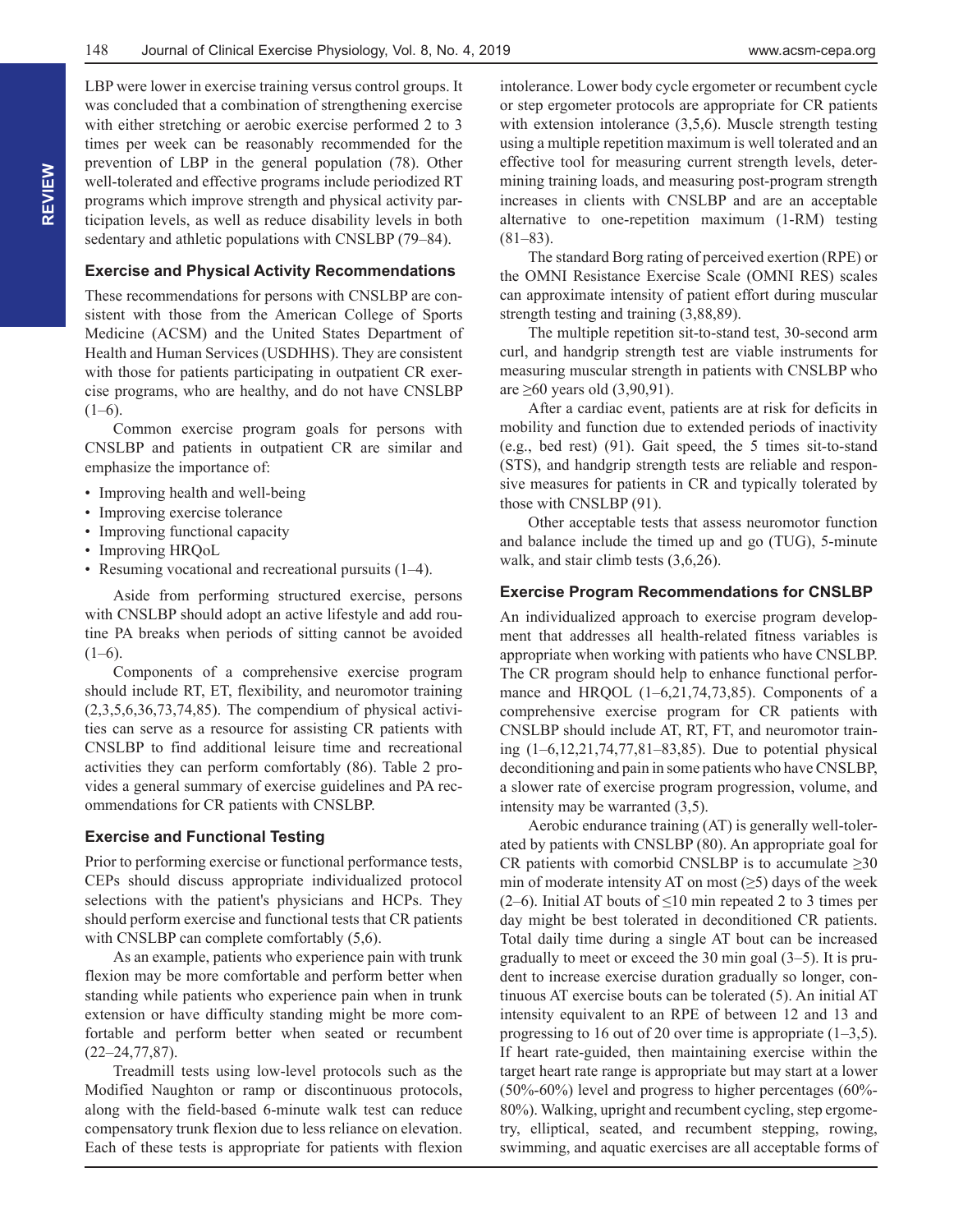LBP were lower in exercise training versus control groups. It was concluded that a combination of strengthening exercise with either stretching or aerobic exercise performed 2 to 3 times per week can be reasonably recommended for the prevention of LBP in the general population (78). Other well-tolerated and effective programs include periodized RT programs which improve strength and physical activity participation levels, as well as reduce disability levels in both sedentary and athletic populations with CNSLBP (79–84).

### Exercise and Physical Activity Recommendations

These recommendations for persons with CNSLBP are consistent with those from the American College of Sports Medicine (ACSM) and the United States Department of Health and Human Services (USDHHS). They are consistent with those for patients participating in outpatient CR exercise programs, who are healthy, and do not have CNSLBP (1–6).

Common exercise program goals for persons with CNSLBP and patients in outpatient CR are similar and emphasize the importance of:

- Improving health and well-being
- Improving exercise tolerance
- Improving functional capacity
- Improving HRQoL
- Resuming vocational and recreational pursuits (1–4).

Aside from performing structured exercise, persons with CNSLBP should adopt an active lifestyle and add routine PA breaks when periods of sitting cannot be avoided (1–6).

Components of a comprehensive exercise program should include RT, ET, flexibility, and neuromotor training (2,3,5,6,36,73,74,85). The compendium of physical activities can serve as a resource for assisting CR patients with CNSLBP to find additional leisure time and recreational activities they can perform comfortably (86). Table 2 provides a general summary of exercise guidelines and PA recommendations for CR patients with CNSLBP.

### Exercise and Functional Testing

Prior to performing exercise or functional performance tests, CEPs should discuss appropriate individualized protocol selections with the patient's physicians and HCPs. They should perform exercise and functional tests that CR patients with CNSLBP can complete comfortably (5,6).

As an example, patients who experience pain with trunk flexion may be more comfortable and perform better when standing while patients who experience pain when in trunk extension or have difficulty standing might be more comfortable and perform better when seated or recumbent (22–24,77,87).

Treadmill tests using low-level protocols such as the Modified Naughton or ramp or discontinuous protocols, along with the field-based 6-minute walk test can reduce compensatory trunk flexion due to less reliance on elevation. Each of these tests is appropriate for patients with flexion intolerance. Lower body cycle ergometer or recumbent cycle or step ergometer protocols are appropriate for CR patients with extension intolerance (3,5,6). Muscle strength testing using a multiple repetition maximum is well tolerated and an effective tool for measuring current strength levels, determining training loads, and measuring post-program strength increases in clients with CNSLBP and are an acceptable alternative to one-repetition maximum (1-RM) testing (81–83).

The standard Borg rating of perceived exertion (RPE) or the OMNI Resistance Exercise Scale (OMNI RES) scales can approximate intensity of patient effort during muscular strength testing and training (3,88,89).

The multiple repetition sit-to-stand test, 30-second arm curl, and handgrip strength test are viable instruments for measuring muscular strength in patients with CNSLBP who are ≥60 years old (3,90,91).

After a cardiac event, patients are at risk for deficits in mobility and function due to extended periods of inactivity (e.g., bed rest) (91). Gait speed, the 5 times sit-to-stand (STS), and handgrip strength tests are reliable and responsive measures for patients in CR and typically tolerated by those with CNSLBP (91).

Other acceptable tests that assess neuromotor function and balance include the timed up and go (TUG), 5-minute walk, and stair climb tests (3,6,26).

### Exercise Program Recommendations for CNSLBP

An individualized approach to exercise program development that addresses all health-related fitness variables is appropriate when working with patients who have CNSLBP. The CR program should help to enhance functional performance and HRQOL (1–6,21,74,73,85). Components of a comprehensive exercise program for CR patients with CNSLBP should include AT, RT, FT, and neuromotor training (1–6,12,21,74,77,81–83,85). Due to potential physical deconditioning and pain in some patients who have CNSLBP, a slower rate of exercise program progression, volume, and intensity may be warranted (3,5).

Aerobic endurance training (AT) is generally well-tolerated by patients with CNSLBP (80). An appropriate goal for CR patients with comorbid CNSLBP is to accumulate ≥30 min of moderate intensity AT on most (≥5) days of the week (2–6). Initial AT bouts of ≤10 min repeated 2 to 3 times per day might be best tolerated in deconditioned CR patients. Total daily time during a single AT bout can be increased gradually to meet or exceed the 30 min goal (3–5). It is prudent to increase exercise duration gradually so longer, continuous AT exercise bouts can be tolerated (5). An initial AT intensity equivalent to an RPE of between 12 and 13 and progressing to 16 out of 20 over time is appropriate (1–3,5). If heart rate-guided, then maintaining exercise within the target heart rate range is appropriate but may start at a lower (50%-60%) level and progress to higher percentages (60%-80%). Walking, upright and recumbent cycling, step ergometry, elliptical, seated, and recumbent stepping, rowing, swimming, and aquatic exercises are all acceptable forms of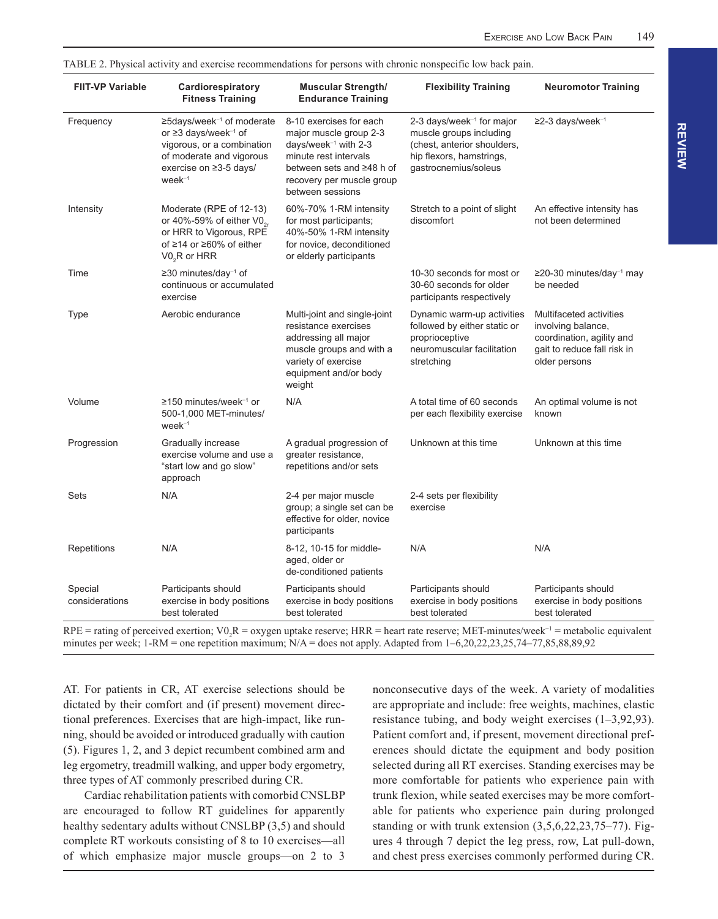TABLE 2. Physical activity and exercise recommendations for persons with chronic nonspecific low back pain.

| FIIT-VP Variable | Cardiorespiratory Fitness Training | Muscular Strength/ Endurance Training | Flexibility Training | Neuromotor Training |
|---|---|---|---|---|
| Frequency | ≥5days/week$^{-1}$ of moderate or ≥3 days/week$^{-1}$ of vigorous, or a combination of moderate and vigorous exercise on ≥3-5 days/ week$^{-1}$ | 8-10 exercises for each major muscle group 2-3 days/week$^{-1}$ with 2-3 minute rest intervals between sets and ≥48 h of recovery per muscle group between sessions | 2-3 days/week$^{-1}$ for major muscle groups including (chest, anterior shoulders, hip flexors, hamstrings, gastrocnemius/soleus | ≥2-3 days/week$^{-1}$ |
| Intensity | Moderate (RPE of 12-13) or 40%-59% of either $V0_{2r}$ or HRR to Vigorous, RPE of ≥14 or ≥60% of either $V0_2R$ or HRR | 60%-70% 1-RM intensity for most participants; 40%-50% 1-RM intensity for novice, deconditioned or elderly participants | Stretch to a point of slight discomfort | An effective intensity has not been determined |
| Time | ≥30 minutes/day$^{-1}$ of continuous or accumulated exercise | | 10-30 seconds for most or 30-60 seconds for older participants respectively | ≥20-30 minutes/day$^{-1}$ may be needed |
| Type | Aerobic endurance | Multi-joint and single-joint resistance exercises addressing all major muscle groups and with a variety of exercise equipment and/or body weight | Dynamic warm-up activities followed by either static or proprioceptive neuromuscular facilitation stretching | Multifaceted activities involving balance, coordination, agility and gait to reduce fall risk in older persons |
| Volume | ≥150 minutes/week$^{-1}$ or 500-1,000 MET-minutes/ week$^{-1}$ | N/A | A total time of 60 seconds per each flexibility exercise | An optimal volume is not known |
| Progression | Gradually increase exercise volume and use a "start low and go slow" approach | A gradual progression of greater resistance, repetitions and/or sets | Unknown at this time | Unknown at this time |
| Sets | N/A | 2-4 per major muscle group; a single set can be effective for older, novice participants | 2-4 sets per flexibility exercise | |
| Repetitions | N/A | 8-12, 10-15 for middle-aged, older or de-conditioned patients | N/A | N/A |
| Special considerations | Participants should exercise in body positions best tolerated | Participants should exercise in body positions best tolerated | Participants should exercise in body positions best tolerated | Participants should exercise in body positions best tolerated |

RPE = rating of perceived exertion; $V0_2R$ = oxygen uptake reserve; HRR = heart rate reserve; MET-minutes/week$^{-1}$ = metabolic equivalent minutes per week; 1-RM = one repetition maximum; N/A = does not apply. Adapted from 1–6,20,22,23,25,74–77,85,88,89,92

AT. For patients in CR, AT exercise selections should be dictated by their comfort and (if present) movement directional preferences. Exercises that are high-impact, like running, should be avoided or introduced gradually with caution (5). Figures 1, 2, and 3 depict recumbent combined arm and leg ergometry, treadmill walking, and upper body ergometry, three types of AT commonly prescribed during CR.

Cardiac rehabilitation patients with comorbid CNSLBP are encouraged to follow RT guidelines for apparently healthy sedentary adults without CNSLBP (3,5) and should complete RT workouts consisting of 8 to 10 exercises—all of which emphasize major muscle groups—on 2 to 3 nonconsecutive days of the week. A variety of modalities are appropriate and include: free weights, machines, elastic resistance tubing, and body weight exercises (1–3,92,93). Patient comfort and, if present, movement directional preferences should dictate the equipment and body position selected during all RT exercises. Standing exercises may be more comfortable for patients who experience pain with trunk flexion, while seated exercises may be more comfortable for patients who experience pain during prolonged standing or with trunk extension (3,5,6,22,23,75–77). Figures 4 through 7 depict the leg press, row, Lat pull-down, and chest press exercises commonly performed during CR.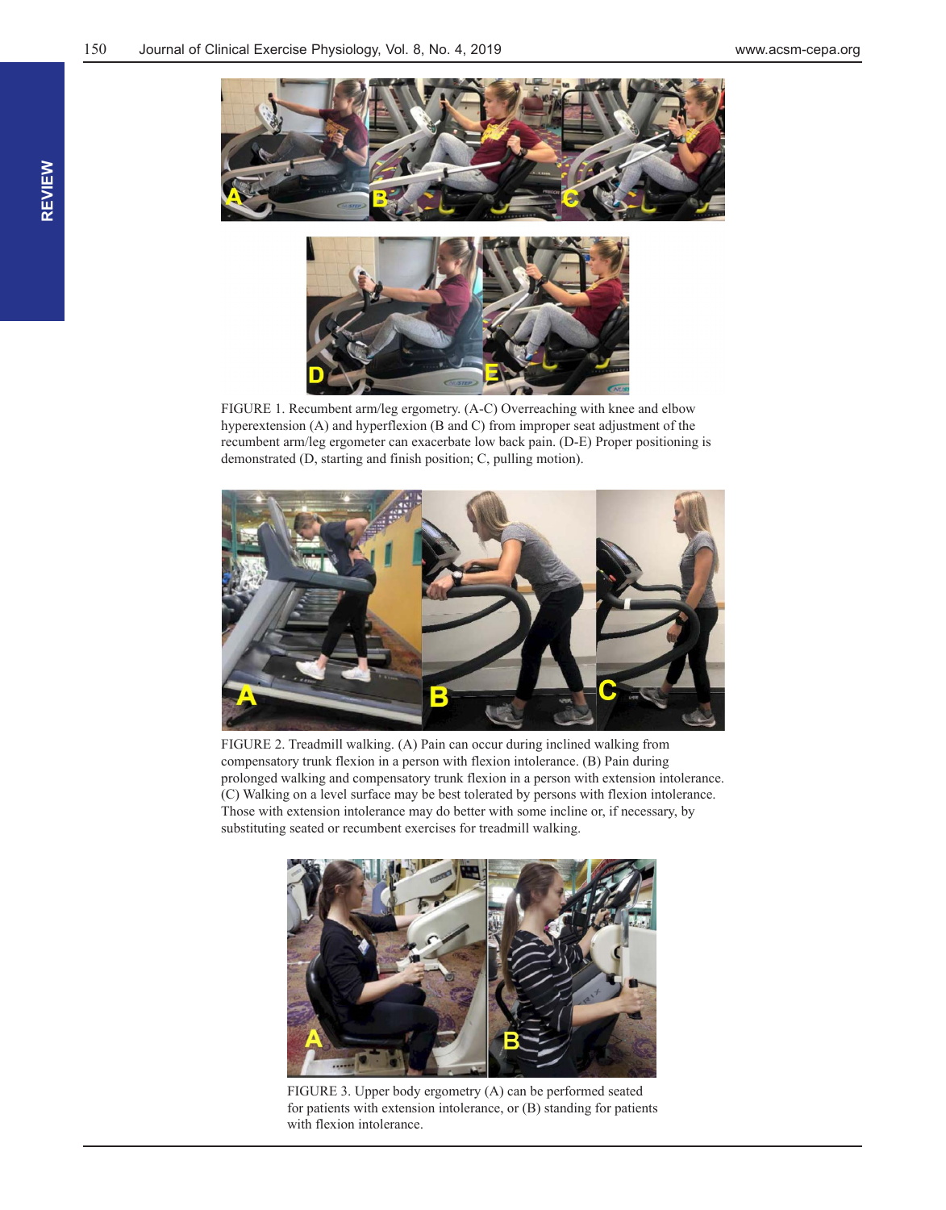FIGURE 1. Recumbent arm/leg ergometry. (A-C) Overreaching with knee and elbow hyperextension (A) and hyperflexion (B and C) from improper seat adjustment of the recumbent arm/leg ergometer can exacerbate low back pain. (D-E) Proper positioning is demonstrated (D, starting and finish position; C, pulling motion).

FIGURE 2. Treadmill walking. (A) Pain can occur during inclined walking from compensatory trunk flexion in a person with flexion intolerance. (B) Pain during prolonged walking and compensatory trunk flexion in a person with extension intolerance. (C) Walking on a level surface may be best tolerated by persons with flexion intolerance. Those with extension intolerance may do better with some incline or, if necessary, by substituting seated or recumbent exercises for treadmill walking.

FIGURE 3. Upper body ergometry (A) can be performed seated for patients with extension intolerance, or (B) standing for patients with flexion intolerance.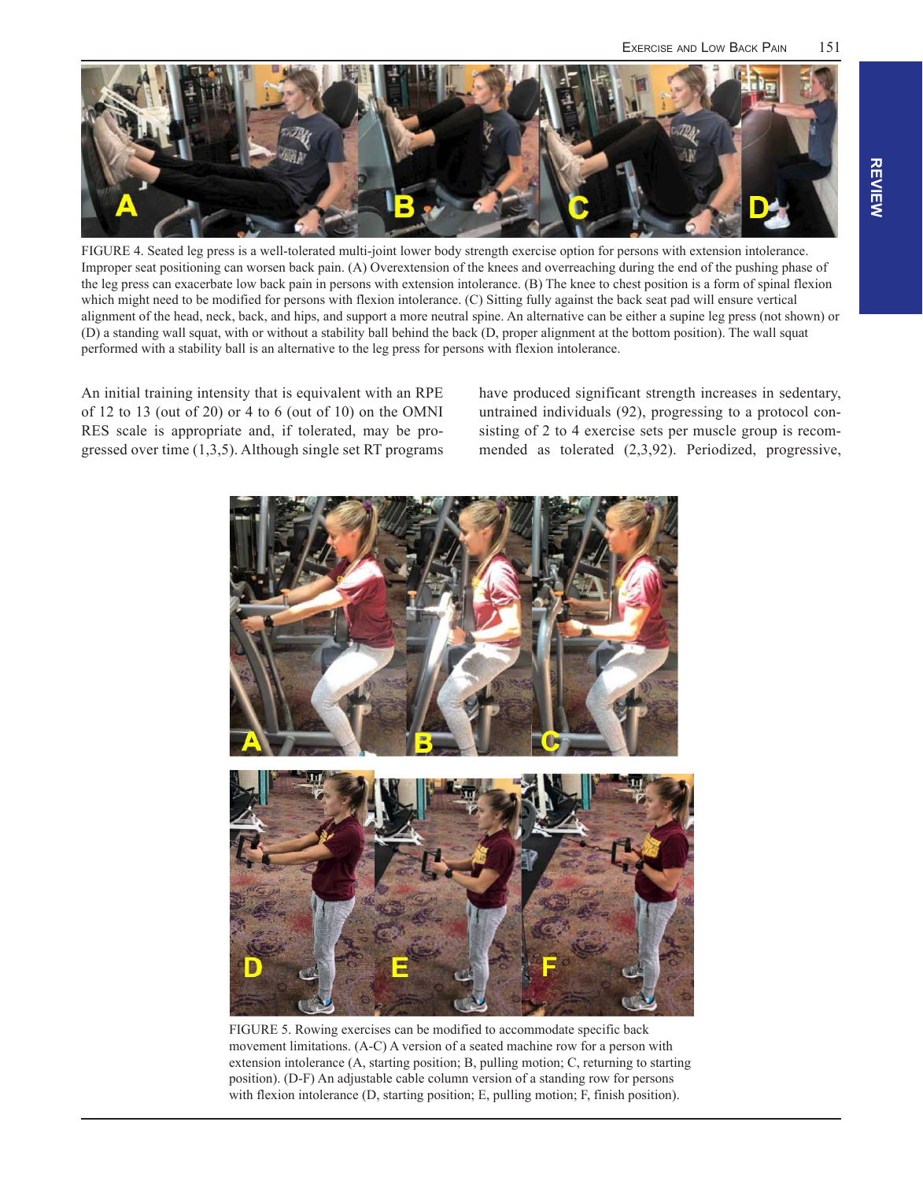FIGURE 4. Seated leg press is a well-tolerated multi-joint lower body strength exercise option for persons with extension intolerance. Improper seat positioning can worsen back pain. (A) Overextension of the knees and overreaching during the end of the pushing phase of the leg press can exacerbate low back pain in persons with extension intolerance. (B) The knee to chest position is a form of spinal flexion which might need to be modified for persons with flexion intolerance. (C) Sitting fully against the back seat pad will ensure vertical alignment of the head, neck, back, and hips, and support a more neutral spine. An alternative can be either a supine leg press (not shown) or (D) a standing wall squat, with or without a stability ball behind the back (D, proper alignment at the bottom position). The wall squat performed with a stability ball is an alternative to the leg press for persons with flexion intolerance.

An initial training intensity that is equivalent with an RPE of 12 to 13 (out of 20) or 4 to 6 (out of 10) on the OMNI RES scale is appropriate and, if tolerated, may be progressed over time (1,3,5). Although single set RT programs have produced significant strength increases in sedentary, untrained individuals (92), progressing to a protocol consisting of 2 to 4 exercise sets per muscle group is recommended as tolerated (2,3,92). Periodized, progressive,

FIGURE 5. Rowing exercises can be modified to accommodate specific back movement limitations. (A-C) A version of a seated machine row for a person with extension intolerance (A, starting position; B, pulling motion; C, returning to starting position). (D-F) An adjustable cable column version of a standing row for persons with flexion intolerance (D, starting position; E, pulling motion; F, finish position).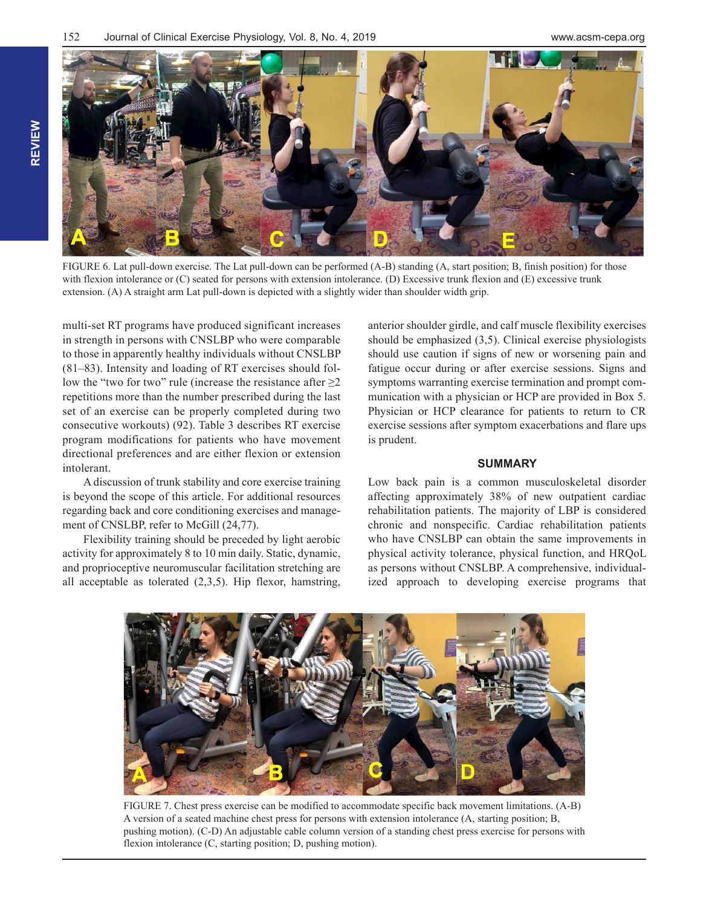FIGURE 6. Lat pull-down exercise. The Lat pull-down can be performed (A-B) standing (A, start position; B, finish position) for those with flexion intolerance or (C) seated for persons with extension intolerance. (D) Excessive trunk flexion and (E) excessive trunk extension. (A) A straight arm Lat pull-down is depicted with a slightly wider than shoulder width grip.

multi-set RT programs have produced significant increases in strength in persons with CNSLBP who were comparable to those in apparently healthy individuals without CNSLBP (81–83). Intensity and loading of RT exercises should follow the "two for two" rule (increase the resistance after ≥2 repetitions more than the number prescribed during the last set of an exercise can be properly completed during two consecutive workouts) (92). Table 3 describes RT exercise program modifications for patients who have movement directional preferences and are either flexion or extension intolerant.

A discussion of trunk stability and core exercise training is beyond the scope of this article. For additional resources regarding back and core conditioning exercises and management of CNSLBP, refer to McGill (24,77).

Flexibility training should be preceded by light aerobic activity for approximately 8 to 10 min daily. Static, dynamic, and proprioceptive neuromuscular facilitation stretching are all acceptable as tolerated (2,3,5). Hip flexor, hamstring, anterior shoulder girdle, and calf muscle flexibility exercises should be emphasized (3,5). Clinical exercise physiologists should use caution if signs of new or worsening pain and fatigue occur during or after exercise sessions. Signs and symptoms warranting exercise termination and prompt communication with a physician or HCP are provided in Box 5. Physician or HCP clearance for patients to return to CR exercise sessions after symptom exacerbations and flare ups is prudent.

## SUMMARY

Low back pain is a common musculoskeletal disorder affecting approximately 38% of new outpatient cardiac rehabilitation patients. The majority of LBP is considered chronic and nonspecific. Cardiac rehabilitation patients who have CNSLBP can obtain the same improvements in physical activity tolerance, physical function, and HRQoL as persons without CNSLBP. A comprehensive, individualized approach to developing exercise programs that

FIGURE 7. Chest press exercise can be modified to accommodate specific back movement limitations. (A-B) A version of a seated machine chest press for persons with extension intolerance (A, starting position; B, pushing motion). (C-D) An adjustable cable column version of a standing chest press exercise for persons with flexion intolerance (C, starting position; D, pushing motion).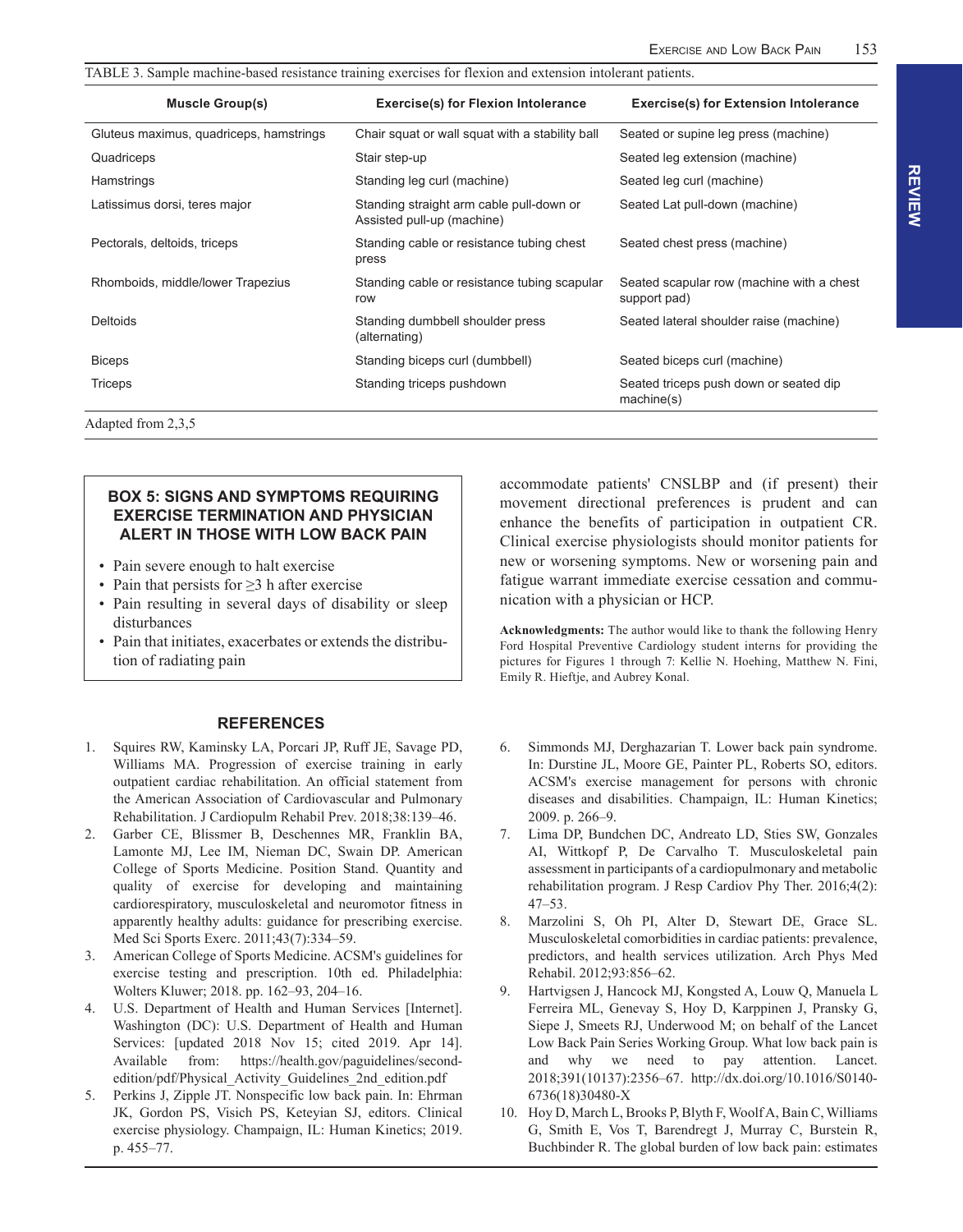TABLE 3. Sample machine-based resistance training exercises for flexion and extension intolerant patients.

| Muscle Group(s) | Exercise(s) for Flexion Intolerance | Exercise(s) for Extension Intolerance |
|---|---|---|
| Gluteus maximus, quadriceps, hamstrings | Chair squat or wall squat with a stability ball | Seated or supine leg press (machine) |
| Quadriceps | Stair step-up | Seated leg extension (machine) |
| Hamstrings | Standing leg curl (machine) | Seated leg curl (machine) |
| Latissimus dorsi, teres major | Standing straight arm cable pull-down or Assisted pull-up (machine) | Seated Lat pull-down (machine) |
| Pectorals, deltoids, triceps | Standing cable or resistance tubing chest press | Seated chest press (machine) |
| Rhomboids, middle/lower Trapezius | Standing cable or resistance tubing scapular row | Seated scapular row (machine with a chest support pad) |
| Deltoids | Standing dumbbell shoulder press (alternating) | Seated lateral shoulder raise (machine) |
| Biceps | Standing biceps curl (dumbbell) | Seated biceps curl (machine) |
| Triceps | Standing triceps pushdown | Seated triceps push down or seated dip machine(s) |

Adapted from 2,3,5

**BOX 5: SIGNS AND SYMPTOMS REQUIRING EXERCISE TERMINATION AND PHYSICIAN ALERT IN THOSE WITH LOW BACK PAIN**

- Pain severe enough to halt exercise
- Pain that persists for ≥3 h after exercise
- Pain resulting in several days of disability or sleep disturbances
- Pain that initiates, exacerbates or extends the distribution of radiating pain

accommodate patients' CNSLBP and (if present) their movement directional preferences is prudent and can enhance the benefits of participation in outpatient CR. Clinical exercise physiologists should monitor patients for new or worsening symptoms. New or worsening pain and fatigue warrant immediate exercise cessation and communication with a physician or HCP.

**Acknowledgments:** The author would like to thank the following Henry Ford Hospital Preventive Cardiology student interns for providing the pictures for Figures 1 through 7: Kellie N. Hoehing, Matthew N. Fini, Emily R. Hieftje, and Aubrey Konal.

## REFERENCES

1. Squires RW, Kaminsky LA, Porcari JP, Ruff JE, Savage PD, Williams MA. Progression of exercise training in early outpatient cardiac rehabilitation. An official statement from the American Association of Cardiovascular and Pulmonary Rehabilitation. J Cardiopulm Rehabil Prev. 2018;38:139–46.
2. Garber CE, Blissmer B, Deschennes MR, Franklin BA, Lamonte MJ, Lee IM, Nieman DC, Swain DP. American College of Sports Medicine. Position Stand. Quantity and quality of exercise for developing and maintaining cardiorespiratory, musculoskeletal and neuromotor fitness in apparently healthy adults: guidance for prescribing exercise. Med Sci Sports Exerc. 2011;43(7):334–59.
3. American College of Sports Medicine. ACSM's guidelines for exercise testing and prescription. 10th ed. Philadelphia: Wolters Kluwer; 2018. pp. 162–93, 204–16.
4. U.S. Department of Health and Human Services [Internet]. Washington (DC): U.S. Department of Health and Human Services: [updated 2018 Nov 15; cited 2019. Apr 14]. Available from: https://health.gov/paguidelines/second-edition/pdf/Physical_Activity_Guidelines_2nd_edition.pdf
5. Perkins J, Zipple JT. Nonspecific low back pain. In: Ehrman JK, Gordon PS, Visich PS, Keteyian SJ, editors. Clinical exercise physiology. Champaign, IL: Human Kinetics; 2019. p. 455–77.
6. Simmonds MJ, Derghazarian T. Lower back pain syndrome. In: Durstine JL, Moore GE, Painter PL, Roberts SO, editors. ACSM's exercise management for persons with chronic diseases and disabilities. Champaign, IL: Human Kinetics; 2009. p. 266–9.
7. Lima DP, Bundchen DC, Andreato LD, Sties SW, Gonzales AI, Wittkopf P, De Carvalho T. Musculoskeletal pain assessment in participants of a cardiopulmonary and metabolic rehabilitation program. J Resp Cardiov Phy Ther. 2016;4(2): 47–53.
8. Marzolini S, Oh PI, Alter D, Stewart DE, Grace SL. Musculoskeletal comorbidities in cardiac patients: prevalence, predictors, and health services utilization. Arch Phys Med Rehabil. 2012;93:856–62.
9. Hartvigsen J, Hancock MJ, Kongsted A, Louw Q, Manuela L Ferreira ML, Genevay S, Hoy D, Karppinen J, Pransky G, Siepe J, Smeets RJ, Underwood M; on behalf of the Lancet Low Back Pain Series Working Group. What low back pain is and why we need to pay attention. Lancet. 2018;391(10137):2356–67. http://dx.doi.org/10.1016/S0140-6736(18)30480-X
10. Hoy D, March L, Brooks P, Blyth F, Woolf A, Bain C, Williams G, Smith E, Vos T, Barendregt J, Murray C, Burstein R, Buchbinder R. The global burden of low back pain: estimates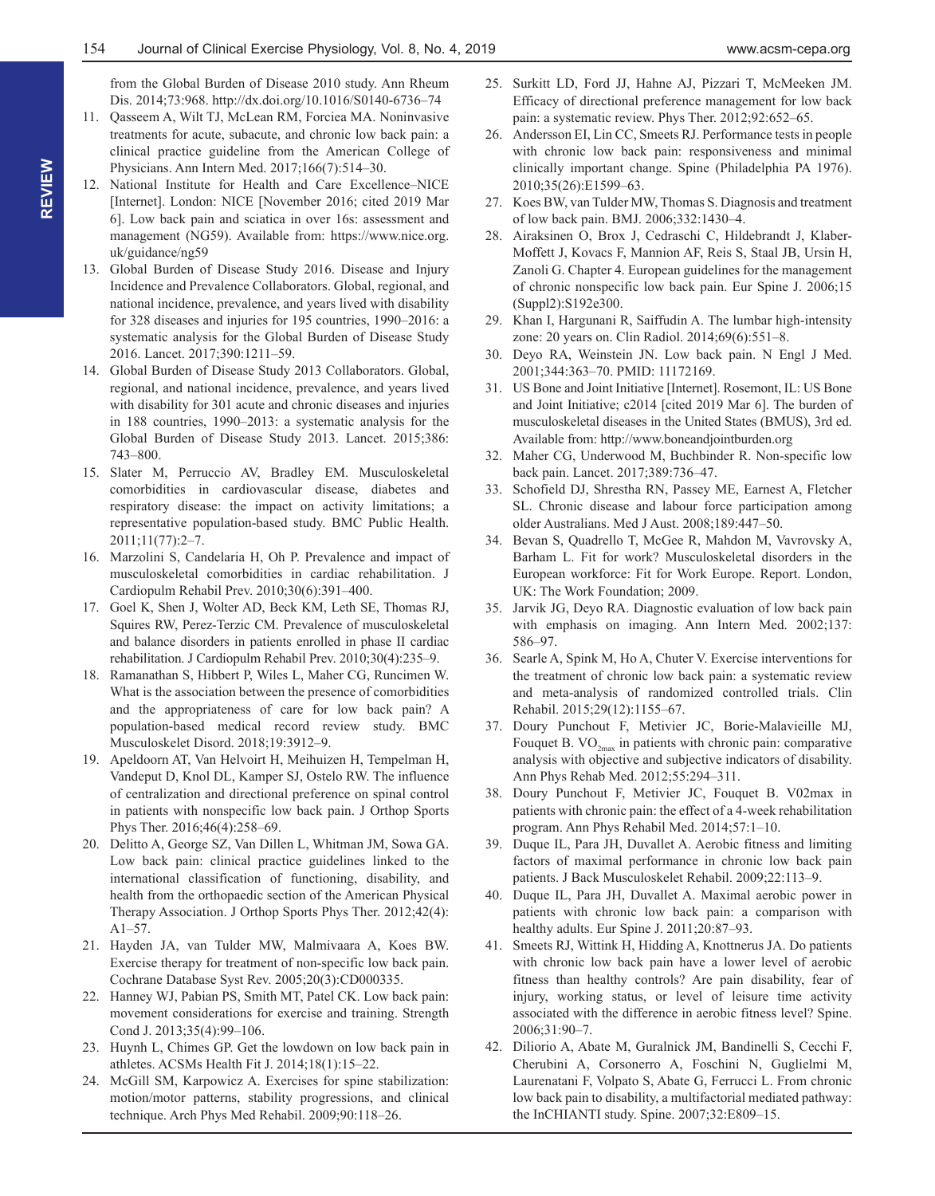from the Global Burden of Disease 2010 study. Ann Rheum Dis. 2014;73:968. http://dx.doi.org/10.1016/S0140-6736–74

11. Qasseem A, Wilt TJ, McLean RM, Forciea MA. Noninvasive treatments for acute, subacute, and chronic low back pain: a clinical practice guideline from the American College of Physicians. Ann Intern Med. 2017;166(7):514–30.
12. National Institute for Health and Care Excellence–NICE [Internet]. London: NICE [November 2016; cited 2019 Mar 6]. Low back pain and sciatica in over 16s: assessment and management (NG59). Available from: https://www.nice.org.uk/guidance/ng59
13. Global Burden of Disease Study 2016. Disease and Injury Incidence and Prevalence Collaborators. Global, regional, and national incidence, prevalence, and years lived with disability for 328 diseases and injuries for 195 countries, 1990–2016: a systematic analysis for the Global Burden of Disease Study 2016. Lancet. 2017;390:1211–59.
14. Global Burden of Disease Study 2013 Collaborators. Global, regional, and national incidence, prevalence, and years lived with disability for 301 acute and chronic diseases and injuries in 188 countries, 1990–2013: a systematic analysis for the Global Burden of Disease Study 2013. Lancet. 2015;386: 743–800.
15. Slater M, Perruccio AV, Bradley EM. Musculoskeletal comorbidities in cardiovascular disease, diabetes and respiratory disease: the impact on activity limitations; a representative population-based study. BMC Public Health. 2011;11(77):2–7.
16. Marzolini S, Candelaria H, Oh P. Prevalence and impact of musculoskeletal comorbidities in cardiac rehabilitation. J Cardiopulm Rehabil Prev. 2010;30(6):391–400.
17. Goel K, Shen J, Wolter AD, Beck KM, Leth SE, Thomas RJ, Squires RW, Perez-Terzic CM. Prevalence of musculoskeletal and balance disorders in patients enrolled in phase II cardiac rehabilitation. J Cardiopulm Rehabil Prev. 2010;30(4):235–9.
18. Ramanathan S, Hibbert P, Wiles L, Maher CG, Runcimen W. What is the association between the presence of comorbidities and the appropriateness of care for low back pain? A population-based medical record review study. BMC Musculoskelet Disord. 2018;19:3912–9.
19. Apeldoorn AT, Van Helvoirt H, Meihuizen H, Tempelman H, Vandeput D, Knol DL, Kamper SJ, Ostelo RW. The influence of centralization and directional preference on spinal control in patients with nonspecific low back pain. J Orthop Sports Phys Ther. 2016;46(4):258–69.
20. Delitto A, George SZ, Van Dillen L, Whitman JM, Sowa GA. Low back pain: clinical practice guidelines linked to the international classification of functioning, disability, and health from the orthopaedic section of the American Physical Therapy Association. J Orthop Sports Phys Ther. 2012;42(4): A1–57.
21. Hayden JA, van Tulder MW, Malmivaara A, Koes BW. Exercise therapy for treatment of non-specific low back pain. Cochrane Database Syst Rev. 2005;20(3):CD000335.
22. Hanney WJ, Pabian PS, Smith MT, Patel CK. Low back pain: movement considerations for exercise and training. Strength Cond J. 2013;35(4):99–106.
23. Huynh L, Chimes GP. Get the lowdown on low back pain in athletes. ACSMs Health Fit J. 2014;18(1):15–22.
24. McGill SM, Karpowicz A. Exercises for spine stabilization: motion/motor patterns, stability progressions, and clinical technique. Arch Phys Med Rehabil. 2009;90:118–26.
25. Surkitt LD, Ford JJ, Hahne AJ, Pizzari T, McMeeken JM. Efficacy of directional preference management for low back pain: a systematic review. Phys Ther. 2012;92:652–65.
26. Andersson EI, Lin CC, Smeets RJ. Performance tests in people with chronic low back pain: responsiveness and minimal clinically important change. Spine (Philadelphia PA 1976). 2010;35(26):E1599–63.
27. Koes BW, van Tulder MW, Thomas S. Diagnosis and treatment of low back pain. BMJ. 2006;332:1430–4.
28. Airaksinen O, Brox J, Cedraschi C, Hildebrandt J, Klaber-Moffett J, Kovacs F, Mannion AF, Reis S, Staal JB, Ursin H, Zanoli G. Chapter 4. European guidelines for the management of chronic nonspecific low back pain. Eur Spine J. 2006;15 (Suppl2):S192e300.
29. Khan I, Hargunani R, Saiffudin A. The lumbar high-intensity zone: 20 years on. Clin Radiol. 2014;69(6):551–8.
30. Deyo RA, Weinstein JN. Low back pain. N Engl J Med. 2001;344:363–70. PMID: 11172169.
31. US Bone and Joint Initiative [Internet]. Rosemont, IL: US Bone and Joint Initiative; c2014 [cited 2019 Mar 6]. The burden of musculoskeletal diseases in the United States (BMUS), 3rd ed. Available from: http://www.boneandjointburden.org
32. Maher CG, Underwood M, Buchbinder R. Non-specific low back pain. Lancet. 2017;389:736–47.
33. Schofield DJ, Shrestha RN, Passey ME, Earnest A, Fletcher SL. Chronic disease and labour force participation among older Australians. Med J Aust. 2008;189:447–50.
34. Bevan S, Quadrello T, McGee R, Mahdon M, Vavrovsky A, Barham L. Fit for work? Musculoskeletal disorders in the European workforce: Fit for Work Europe. Report. London, UK: The Work Foundation; 2009.
35. Jarvik JG, Deyo RA. Diagnostic evaluation of low back pain with emphasis on imaging. Ann Intern Med. 2002;137: 586–97.
36. Searle A, Spink M, Ho A, Chuter V. Exercise interventions for the treatment of chronic low back pain: a systematic review and meta-analysis of randomized controlled trials. Clin Rehabil. 2015;29(12):1155–67.
37. Doury Punchout F, Metivier JC, Borie-Malavieille MJ, Fouquet B. $VO_{2max}$ in patients with chronic pain: comparative analysis with objective and subjective indicators of disability. Ann Phys Rehab Med. 2012;55:294–311.
38. Doury Punchout F, Metivier JC, Fouquet B. V02max in patients with chronic pain: the effect of a 4-week rehabilitation program. Ann Phys Rehabil Med. 2014;57:1–10.
39. Duque IL, Para JH, Duvallet A. Aerobic fitness and limiting factors of maximal performance in chronic low back pain patients. J Back Musculoskelet Rehabil. 2009;22:113–9.
40. Duque IL, Para JH, Duvallet A. Maximal aerobic power in patients with chronic low back pain: a comparison with healthy adults. Eur Spine J. 2011;20:87–93.
41. Smeets RJ, Wittink H, Hidding A, Knottnerus JA. Do patients with chronic low back pain have a lower level of aerobic fitness than healthy controls? Are pain disability, fear of injury, working status, or level of leisure time activity associated with the difference in aerobic fitness level? Spine. 2006;31:90–7.
42. Diliorio A, Abate M, Guralnick JM, Bandinelli S, Cecchi F, Cherubini A, Corsonerro A, Foschini N, Guglielmi M, Laurenatani F, Volpato S, Abate G, Ferrucci L. From chronic low back pain to disability, a multifactorial mediated pathway: the InCHIANTI study. Spine. 2007;32:E809–15.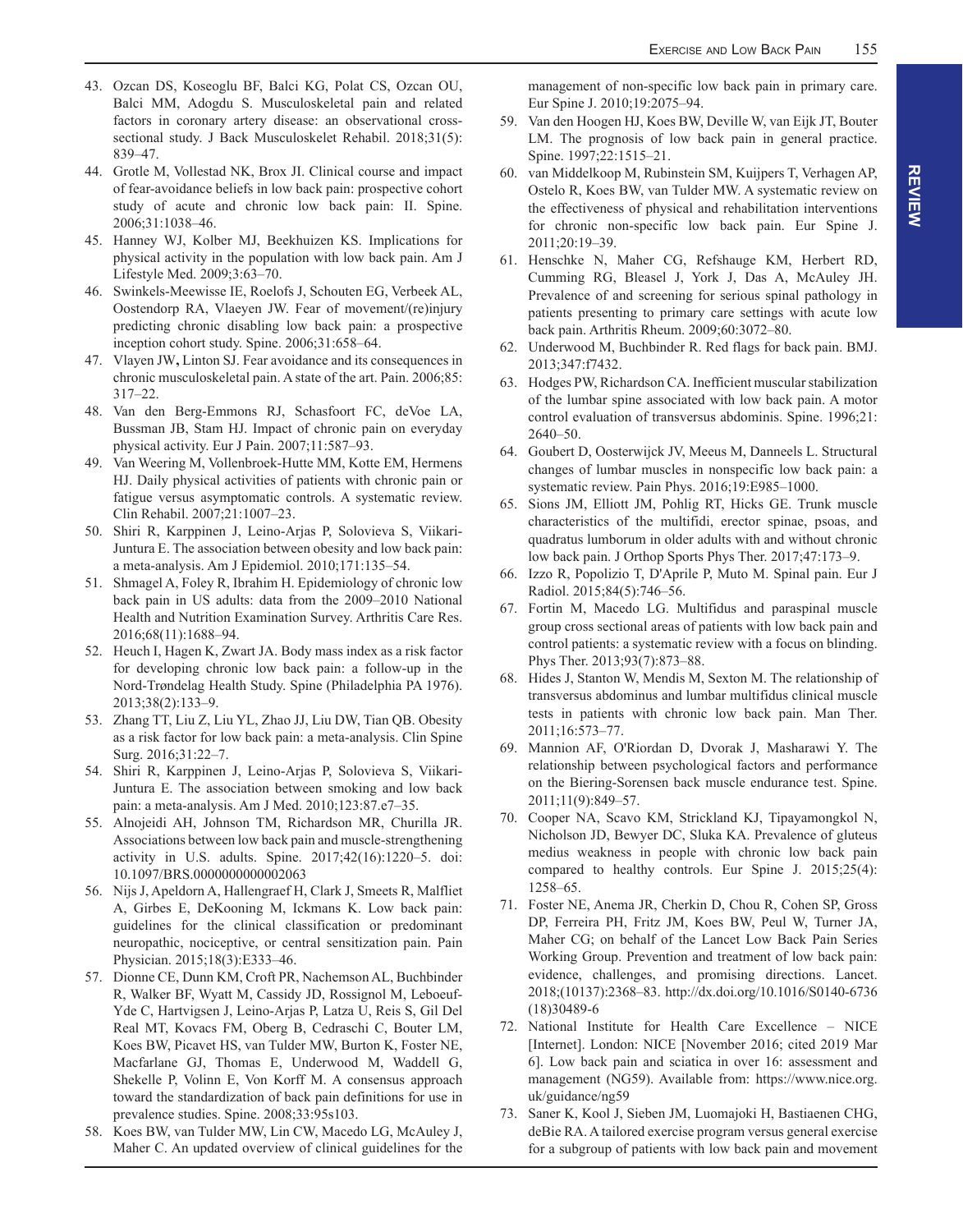43. Ozcan DS, Koseoglu BF, Balci KG, Polat CS, Ozcan OU, Balci MM, Adogdu S. Musculoskeletal pain and related factors in coronary artery disease: an observational cross-sectional study. J Back Musculoskelet Rehabil. 2018;31(5): 839–47.
44. Grotle M, Vollestad NK, Brox JI. Clinical course and impact of fear-avoidance beliefs in low back pain: prospective cohort study of acute and chronic low back pain: II. Spine. 2006;31:1038–46.
45. Hanney WJ, Kolber MJ, Beekhuizen KS. Implications for physical activity in the population with low back pain. Am J Lifestyle Med. 2009;3:63–70.
46. Swinkels-Meewisse IE, Roelofs J, Schouten EG, Verbeek AL, Oostendorp RA, Vlaeyen JW. Fear of movement/(re)injury predicting chronic disabling low back pain: a prospective inception cohort study. Spine. 2006;31:658–64.
47. Vlayen JW, Linton SJ. Fear avoidance and its consequences in chronic musculoskeletal pain. A state of the art. Pain. 2006;85: 317–22.
48. Van den Berg-Emmons RJ, Schasfoort FC, deVoe LA, Bussman JB, Stam HJ. Impact of chronic pain on everyday physical activity. Eur J Pain. 2007;11:587–93.
49. Van Weering M, Vollenbroek-Hutte MM, Kotte EM, Hermens HJ. Daily physical activities of patients with chronic pain or fatigue versus asymptomatic controls. A systematic review. Clin Rehabil. 2007;21:1007–23.
50. Shiri R, Karppinen J, Leino-Arjas P, Solovieva S, Viikari-Juntura E. The association between obesity and low back pain: a meta-analysis. Am J Epidemiol. 2010;171:135–54.
51. Shmagel A, Foley R, Ibrahim H. Epidemiology of chronic low back pain in US adults: data from the 2009–2010 National Health and Nutrition Examination Survey. Arthritis Care Res. 2016;68(11):1688–94.
52. Heuch I, Hagen K, Zwart JA. Body mass index as a risk factor for developing chronic low back pain: a follow-up in the Nord-Trøndelag Health Study. Spine (Philadelphia PA 1976). 2013;38(2):133–9.
53. Zhang TT, Liu Z, Liu YL, Zhao JJ, Liu DW, Tian QB. Obesity as a risk factor for low back pain: a meta-analysis. Clin Spine Surg. 2016;31:22–7.
54. Shiri R, Karppinen J, Leino-Arjas P, Solovieva S, Viikari-Juntura E. The association between smoking and low back pain: a meta-analysis. Am J Med. 2010;123:87.e7–35.
55. Alnojeidi AH, Johnson TM, Richardson MR, Churilla JR. Associations between low back pain and muscle-strengthening activity in U.S. adults. Spine. 2017;42(16):1220–5. doi: 10.1097/BRS.0000000000002063
56. Nijs J, Apeldorn A, Hallengraef H, Clark J, Smeets R, Malfliet A, Girbes E, DeKooning M, Ickmans K. Low back pain: guidelines for the clinical classification or predominant neuropathic, nociceptive, or central sensitization pain. Pain Physician. 2015;18(3):E333–46.
57. Dionne CE, Dunn KM, Croft PR, Nachemson AL, Buchbinder R, Walker BF, Wyatt M, Cassidy JD, Rossignol M, Leboeuf-Yde C, Hartvigsen J, Leino-Arjas P, Latza U, Reis S, Gil Del Real MT, Kovacs FM, Oberg B, Cedraschi C, Bouter LM, Koes BW, Picavet HS, van Tulder MW, Burton K, Foster NE, Macfarlane GJ, Thomas E, Underwood M, Waddell G, Shekelle P, Volinn E, Von Korff M. A consensus approach toward the standardization of back pain definitions for use in prevalence studies. Spine. 2008;33:95s103.
58. Koes BW, van Tulder MW, Lin CW, Macedo LG, McAuley J, Maher C. An updated overview of clinical guidelines for the management of non-specific low back pain in primary care. Eur Spine J. 2010;19:2075–94.
59. Van den Hoogen HJ, Koes BW, Deville W, van Eijk JT, Bouter LM. The prognosis of low back pain in general practice. Spine. 1997;22:1515–21.
60. van Middelkoop M, Rubinstein SM, Kuijpers T, Verhagen AP, Ostelo R, Koes BW, van Tulder MW. A systematic review on the effectiveness of physical and rehabilitation interventions for chronic non-specific low back pain. Eur Spine J. 2011;20:19–39.
61. Henschke N, Maher CG, Refshauge KM, Herbert RD, Cumming RG, Bleasel J, York J, Das A, McAuley JH. Prevalence of and screening for serious spinal pathology in patients presenting to primary care settings with acute low back pain. Arthritis Rheum. 2009;60:3072–80.
62. Underwood M, Buchbinder R. Red flags for back pain. BMJ. 2013;347:f7432.
63. Hodges PW, Richardson CA. Inefficient muscular stabilization of the lumbar spine associated with low back pain. A motor control evaluation of transversus abdominis. Spine. 1996;21: 2640–50.
64. Goubert D, Oosterwijck JV, Meeus M, Danneels L. Structural changes of lumbar muscles in nonspecific low back pain: a systematic review. Pain Phys. 2016;19:E985–1000.
65. Sions JM, Elliott JM, Pohlig RT, Hicks GE. Trunk muscle characteristics of the multifidi, erector spinae, psoas, and quadratus lumborum in older adults with and without chronic low back pain. J Orthop Sports Phys Ther. 2017;47:173–9.
66. Izzo R, Popolizio T, D'Aprile P, Muto M. Spinal pain. Eur J Radiol. 2015;84(5):746–56.
67. Fortin M, Macedo LG. Multifidus and paraspinal muscle group cross sectional areas of patients with low back pain and control patients: a systematic review with a focus on blinding. Phys Ther. 2013;93(7):873–88.
68. Hides J, Stanton W, Mendis M, Sexton M. The relationship of transversus abdominus and lumbar multifidus clinical muscle tests in patients with chronic low back pain. Man Ther. 2011;16:573–77.
69. Mannion AF, O'Riordan D, Dvorak J, Masharawi Y. The relationship between psychological factors and performance on the Biering-Sorensen back muscle endurance test. Spine. 2011;11(9):849–57.
70. Cooper NA, Scavo KM, Strickland KJ, Tipayamongkol N, Nicholson JD, Bewyer DC, Sluka KA. Prevalence of gluteus medius weakness in people with chronic low back pain compared to healthy controls. Eur Spine J. 2015;25(4): 1258–65.
71. Foster NE, Anema JR, Cherkin D, Chou R, Cohen SP, Gross DP, Ferreira PH, Fritz JM, Koes BW, Peul W, Turner JA, Maher CG; on behalf of the Lancet Low Back Pain Series Working Group. Prevention and treatment of low back pain: evidence, challenges, and promising directions. Lancet. 2018;(10137):2368–83. http://dx.doi.org/10.1016/S0140-6736(18)30489-6
72. National Institute for Health Care Excellence – NICE [Internet]. London: NICE [November 2016; cited 2019 Mar 6]. Low back pain and sciatica in over 16: assessment and management (NG59). Available from: https://www.nice.org.uk/guidance/ng59
73. Saner K, Kool J, Sieben JM, Luomajoki H, Bastiaenen CHG, deBie RA. A tailored exercise program versus general exercise for a subgroup of patients with low back pain and movement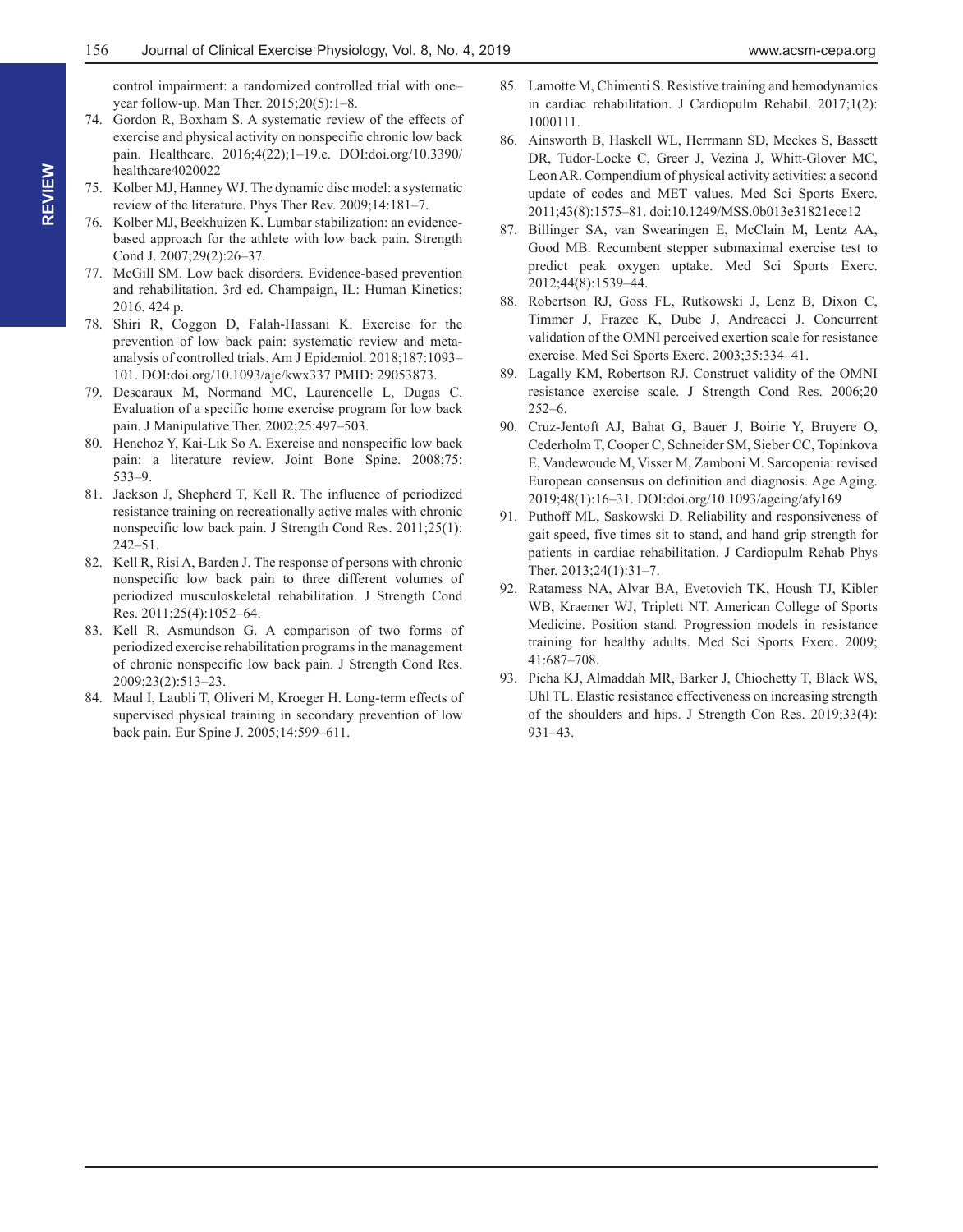control impairment: a randomized controlled trial with one–year follow-up. Man Ther. 2015;20(5):1–8.

74. Gordon R, Boxham S. A systematic review of the effects of exercise and physical activity on nonspecific chronic low back pain. Healthcare. 2016;4(22);1–19.e. DOI:doi.org/10.3390/healthcare4020022
75. Kolber MJ, Hanney WJ. The dynamic disc model: a systematic review of the literature. Phys Ther Rev. 2009;14:181–7.
76. Kolber MJ, Beekhuizen K. Lumbar stabilization: an evidence-based approach for the athlete with low back pain. Strength Cond J. 2007;29(2):26–37.
77. McGill SM. Low back disorders. Evidence-based prevention and rehabilitation. 3rd ed. Champaign, IL: Human Kinetics; 2016. 424 p.
78. Shiri R, Coggon D, Falah-Hassani K. Exercise for the prevention of low back pain: systematic review and meta-analysis of controlled trials. Am J Epidemiol. 2018;187:1093–101. DOI:doi.org/10.1093/aje/kwx337 PMID: 29053873.
79. Descaraux M, Normand MC, Laurencelle L, Dugas C. Evaluation of a specific home exercise program for low back pain. J Manipulative Ther. 2002;25:497–503.
80. Henchoz Y, Kai-Lik So A. Exercise and nonspecific low back pain: a literature review. Joint Bone Spine. 2008;75:533–9.
81. Jackson J, Shepherd T, Kell R. The influence of periodized resistance training on recreationally active males with chronic nonspecific low back pain. J Strength Cond Res. 2011;25(1):242–51.
82. Kell R, Risi A, Barden J. The response of persons with chronic nonspecific low back pain to three different volumes of periodized musculoskeletal rehabilitation. J Strength Cond Res. 2011;25(4):1052–64.
83. Kell R, Asmundson G. A comparison of two forms of periodized exercise rehabilitation programs in the management of chronic nonspecific low back pain. J Strength Cond Res. 2009;23(2):513–23.
84. Maul I, Laubli T, Oliveri M, Kroeger H. Long-term effects of supervised physical training in secondary prevention of low back pain. Eur Spine J. 2005;14:599–611.
85. Lamotte M, Chimenti S. Resistive training and hemodynamics in cardiac rehabilitation. J Cardiopulm Rehabil. 2017;1(2):1000111.
86. Ainsworth B, Haskell WL, Herrmann SD, Meckes S, Bassett DR, Tudor-Locke C, Greer J, Vezina J, Whitt-Glover MC, Leon AR. Compendium of physical activity activities: a second update of codes and MET values. Med Sci Sports Exerc. 2011;43(8):1575–81. doi:10.1249/MSS.0b013e31821ece12
87. Billinger SA, van Swearingen E, McClain M, Lentz AA, Good MB. Recumbent stepper submaximal exercise test to predict peak oxygen uptake. Med Sci Sports Exerc. 2012;44(8):1539–44.
88. Robertson RJ, Goss FL, Rutkowski J, Lenz B, Dixon C, Timmer J, Frazee K, Dube J, Andreacci J. Concurrent validation of the OMNI perceived exertion scale for resistance exercise. Med Sci Sports Exerc. 2003;35:334–41.
89. Lagally KM, Robertson RJ. Construct validity of the OMNI resistance exercise scale. J Strength Cond Res. 2006;20 252–6.
90. Cruz-Jentoft AJ, Bahat G, Bauer J, Boirie Y, Bruyere O, Cederholm T, Cooper C, Schneider SM, Sieber CC, Topinkova E, Vandewoude M, Visser M, Zamboni M. Sarcopenia: revised European consensus on definition and diagnosis. Age Aging. 2019;48(1):16–31. DOI:doi.org/10.1093/ageing/afy169
91. Puthoff ML, Saskowski D. Reliability and responsiveness of gait speed, five times sit to stand, and hand grip strength for patients in cardiac rehabilitation. J Cardiopulm Rehab Phys Ther. 2013;24(1):31–7.
92. Ratamess NA, Alvar BA, Evetovich TK, Housh TJ, Kibler WB, Kraemer WJ, Triplett NT. American College of Sports Medicine. Position stand. Progression models in resistance training for healthy adults. Med Sci Sports Exerc. 2009; 41:687–708.
93. Picha KJ, Almaddah MR, Barker J, Chiochetty T, Black WS, Uhl TL. Elastic resistance effectiveness on increasing strength of the shoulders and hips. J Strength Con Res. 2019;33(4):931–43.